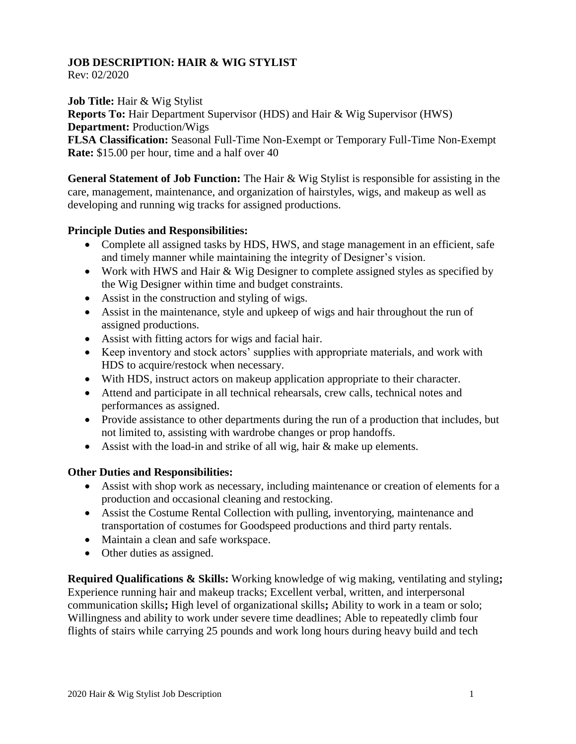# JOB DESCRIPTION: HAIR & WIG STYLIST

Rev: 02/2020

**Job Title:** Hair & Wig Stylist
**Reports To:** Hair Department Supervisor (HDS) and Hair & Wig Supervisor (HWS)
**Department:** Production/Wigs
**FLSA Classification:** Seasonal Full-Time Non-Exempt or Temporary Full-Time Non-Exempt
**Rate:** $15.00 per hour, time and a half over 40

**General Statement of Job Function:** The Hair & Wig Stylist is responsible for assisting in the care, management, maintenance, and organization of hairstyles, wigs, and makeup as well as developing and running wig tracks for assigned productions.

**Principle Duties and Responsibilities:**

- Complete all assigned tasks by HDS, HWS, and stage management in an efficient, safe and timely manner while maintaining the integrity of Designer's vision.
- Work with HWS and Hair & Wig Designer to complete assigned styles as specified by the Wig Designer within time and budget constraints.
- Assist in the construction and styling of wigs.
- Assist in the maintenance, style and upkeep of wigs and hair throughout the run of assigned productions.
- Assist with fitting actors for wigs and facial hair.
- Keep inventory and stock actors' supplies with appropriate materials, and work with HDS to acquire/restock when necessary.
- With HDS, instruct actors on makeup application appropriate to their character.
- Attend and participate in all technical rehearsals, crew calls, technical notes and performances as assigned.
- Provide assistance to other departments during the run of a production that includes, but not limited to, assisting with wardrobe changes or prop handoffs.
- Assist with the load-in and strike of all wig, hair & make up elements.

**Other Duties and Responsibilities:**

- Assist with shop work as necessary, including maintenance or creation of elements for a production and occasional cleaning and restocking.
- Assist the Costume Rental Collection with pulling, inventorying, maintenance and transportation of costumes for Goodspeed productions and third party rentals.
- Maintain a clean and safe workspace.
- Other duties as assigned.

**Required Qualifications & Skills:** Working knowledge of wig making, ventilating and styling**;** Experience running hair and makeup tracks; Excellent verbal, written, and interpersonal communication skills**;** High level of organizational skills**;** Ability to work in a team or solo; Willingness and ability to work under severe time deadlines; Able to repeatedly climb four flights of stairs while carrying 25 pounds and work long hours during heavy build and tech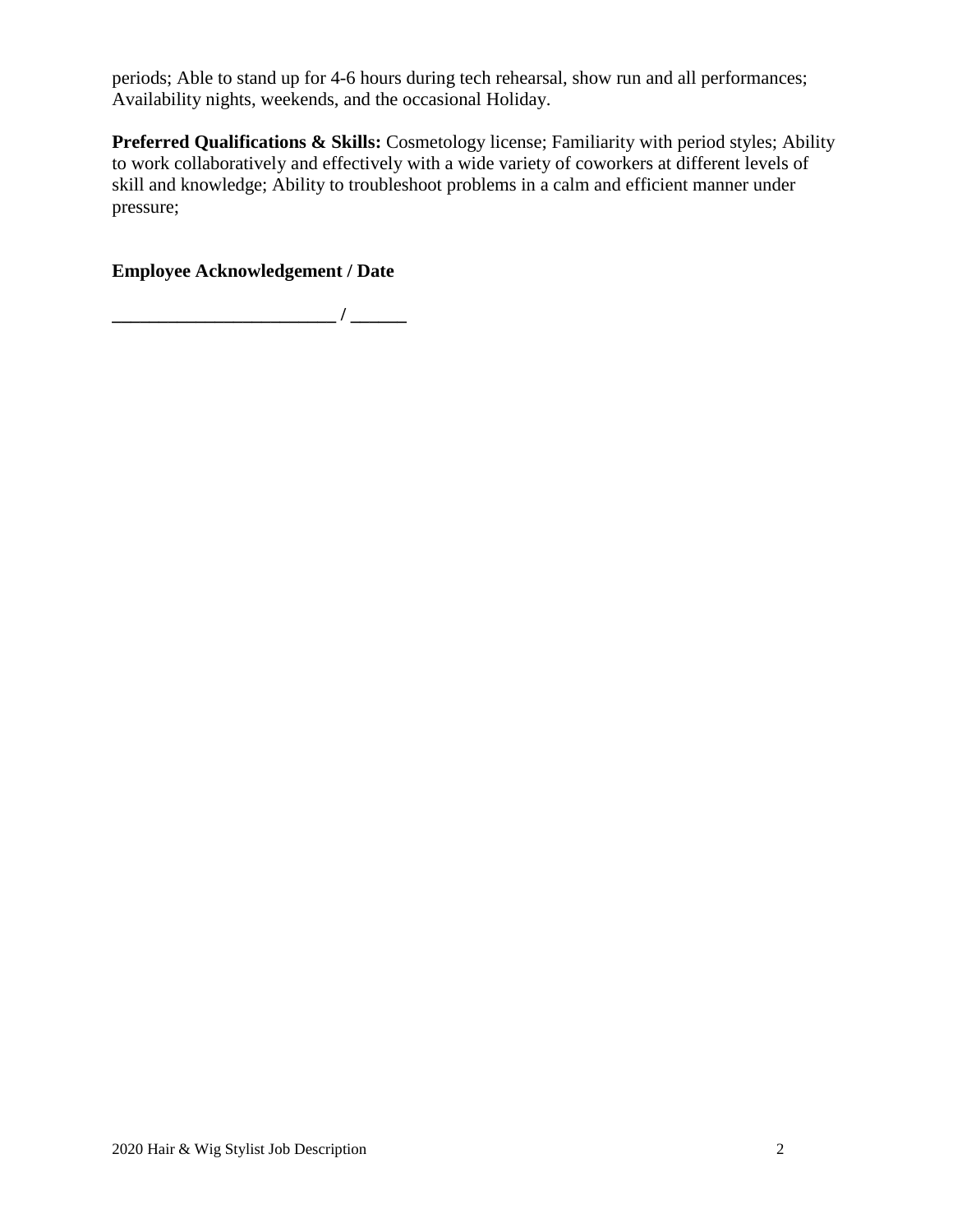periods; Able to stand up for 4-6 hours during tech rehearsal, show run and all performances; Availability nights, weekends, and the occasional Holiday.

**Preferred Qualifications & Skills:** Cosmetology license; Familiarity with period styles; Ability to work collaboratively and effectively with a wide variety of coworkers at different levels of skill and knowledge; Ability to troubleshoot problems in a calm and efficient manner under pressure;

**Employee Acknowledgement / Date**

**________________________ / ______**